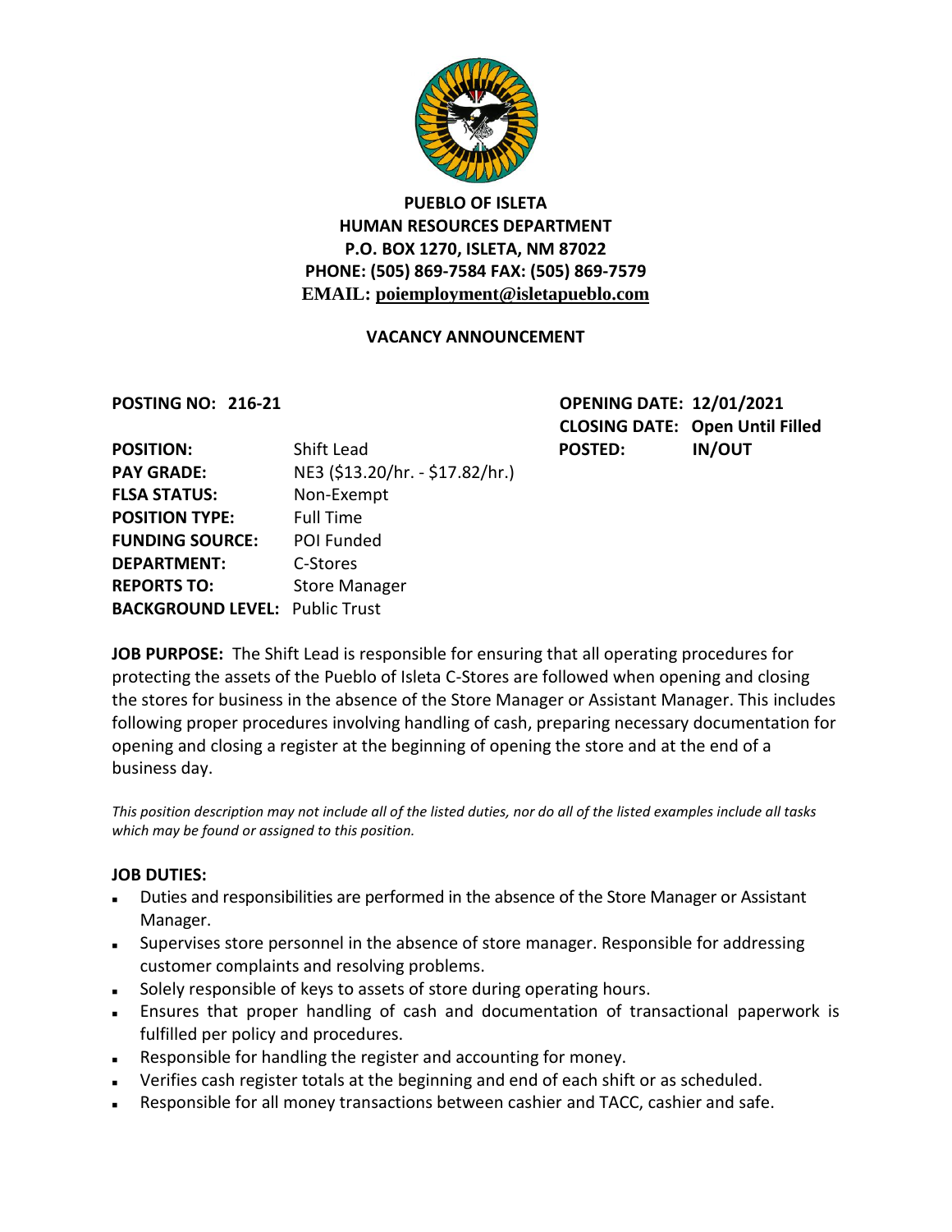**PUEBLO OF ISLETA**
**HUMAN RESOURCES DEPARTMENT**
**P.O. BOX 1270, ISLETA, NM 87022**
**PHONE: (505) 869-7584 FAX: (505) 869-7579**
**EMAIL: poiemployment@isletapueblo.com**

**VACANCY ANNOUNCEMENT**

**POSTING NO: 216-21**

**OPENING DATE: 12/01/2021**
**CLOSING DATE: Open Until Filled**
**POSTED: IN/OUT**

| | |
|---|---|
| **POSITION:** | Shift Lead |
| **PAY GRADE:** | NE3 ($13.20/hr. - $17.82/hr.) |
| **FLSA STATUS:** | Non-Exempt |
| **POSITION TYPE:** | Full Time |
| **FUNDING SOURCE:** | POI Funded |
| **DEPARTMENT:** | C-Stores |
| **REPORTS TO:** | Store Manager |
| **BACKGROUND LEVEL:** | Public Trust |

**JOB PURPOSE:** The Shift Lead is responsible for ensuring that all operating procedures for protecting the assets of the Pueblo of Isleta C-Stores are followed when opening and closing the stores for business in the absence of the Store Manager or Assistant Manager. This includes following proper procedures involving handling of cash, preparing necessary documentation for opening and closing a register at the beginning of opening the store and at the end of a business day.

*This position description may not include all of the listed duties, nor do all of the listed examples include all tasks which may be found or assigned to this position.*

**JOB DUTIES:**

- Duties and responsibilities are performed in the absence of the Store Manager or Assistant Manager.
- Supervises store personnel in the absence of store manager. Responsible for addressing customer complaints and resolving problems.
- Solely responsible of keys to assets of store during operating hours.
- Ensures that proper handling of cash and documentation of transactional paperwork is fulfilled per policy and procedures.
- Responsible for handling the register and accounting for money.
- Verifies cash register totals at the beginning and end of each shift or as scheduled.
- Responsible for all money transactions between cashier and TACC, cashier and safe.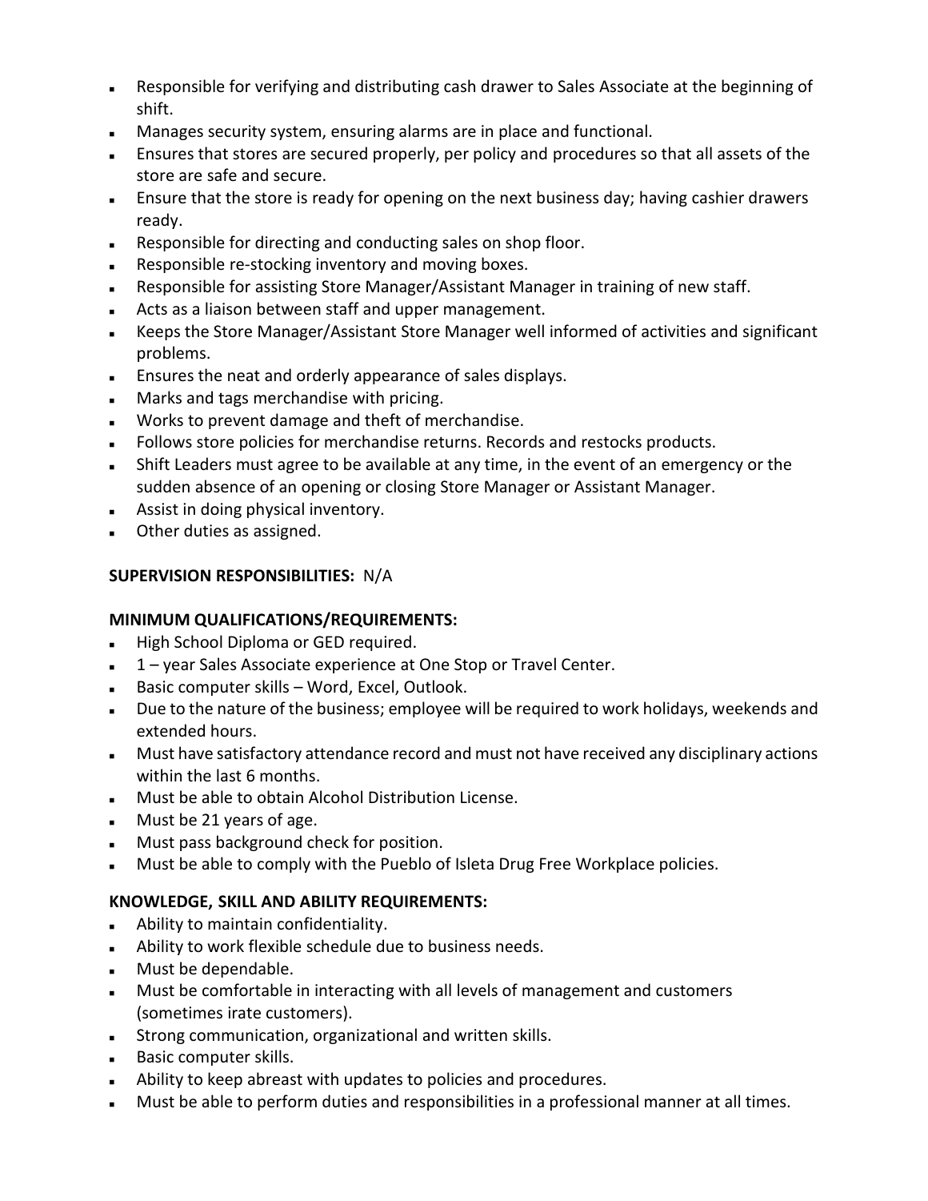- Responsible for verifying and distributing cash drawer to Sales Associate at the beginning of shift.
- Manages security system, ensuring alarms are in place and functional.
- Ensures that stores are secured properly, per policy and procedures so that all assets of the store are safe and secure.
- Ensure that the store is ready for opening on the next business day; having cashier drawers ready.
- Responsible for directing and conducting sales on shop floor.
- Responsible re-stocking inventory and moving boxes.
- Responsible for assisting Store Manager/Assistant Manager in training of new staff.
- Acts as a liaison between staff and upper management.
- Keeps the Store Manager/Assistant Store Manager well informed of activities and significant problems.
- Ensures the neat and orderly appearance of sales displays.
- Marks and tags merchandise with pricing.
- Works to prevent damage and theft of merchandise.
- Follows store policies for merchandise returns. Records and restocks products.
- Shift Leaders must agree to be available at any time, in the event of an emergency or the sudden absence of an opening or closing Store Manager or Assistant Manager.
- Assist in doing physical inventory.
- Other duties as assigned.

**SUPERVISION RESPONSIBILITIES:** N/A

**MINIMUM QUALIFICATIONS/REQUIREMENTS:**

- High School Diploma or GED required.
- 1 – year Sales Associate experience at One Stop or Travel Center.
- Basic computer skills – Word, Excel, Outlook.
- Due to the nature of the business; employee will be required to work holidays, weekends and extended hours.
- Must have satisfactory attendance record and must not have received any disciplinary actions within the last 6 months.
- Must be able to obtain Alcohol Distribution License.
- Must be 21 years of age.
- Must pass background check for position.
- Must be able to comply with the Pueblo of Isleta Drug Free Workplace policies.

**KNOWLEDGE, SKILL AND ABILITY REQUIREMENTS:**

- Ability to maintain confidentiality.
- Ability to work flexible schedule due to business needs.
- Must be dependable.
- Must be comfortable in interacting with all levels of management and customers (sometimes irate customers).
- Strong communication, organizational and written skills.
- Basic computer skills.
- Ability to keep abreast with updates to policies and procedures.
- Must be able to perform duties and responsibilities in a professional manner at all times.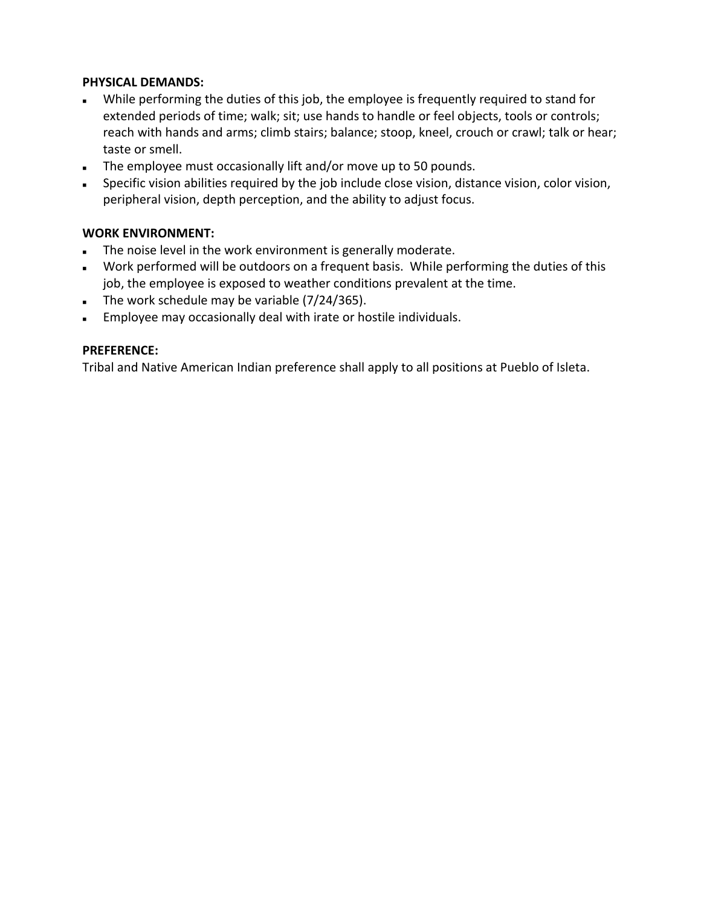**PHYSICAL DEMANDS:**

- While performing the duties of this job, the employee is frequently required to stand for extended periods of time; walk; sit; use hands to handle or feel objects, tools or controls; reach with hands and arms; climb stairs; balance; stoop, kneel, crouch or crawl; talk or hear; taste or smell.
- The employee must occasionally lift and/or move up to 50 pounds.
- Specific vision abilities required by the job include close vision, distance vision, color vision, peripheral vision, depth perception, and the ability to adjust focus.

**WORK ENVIRONMENT:**

- The noise level in the work environment is generally moderate.
- Work performed will be outdoors on a frequent basis. While performing the duties of this job, the employee is exposed to weather conditions prevalent at the time.
- The work schedule may be variable (7/24/365).
- Employee may occasionally deal with irate or hostile individuals.

**PREFERENCE:**

Tribal and Native American Indian preference shall apply to all positions at Pueblo of Isleta.